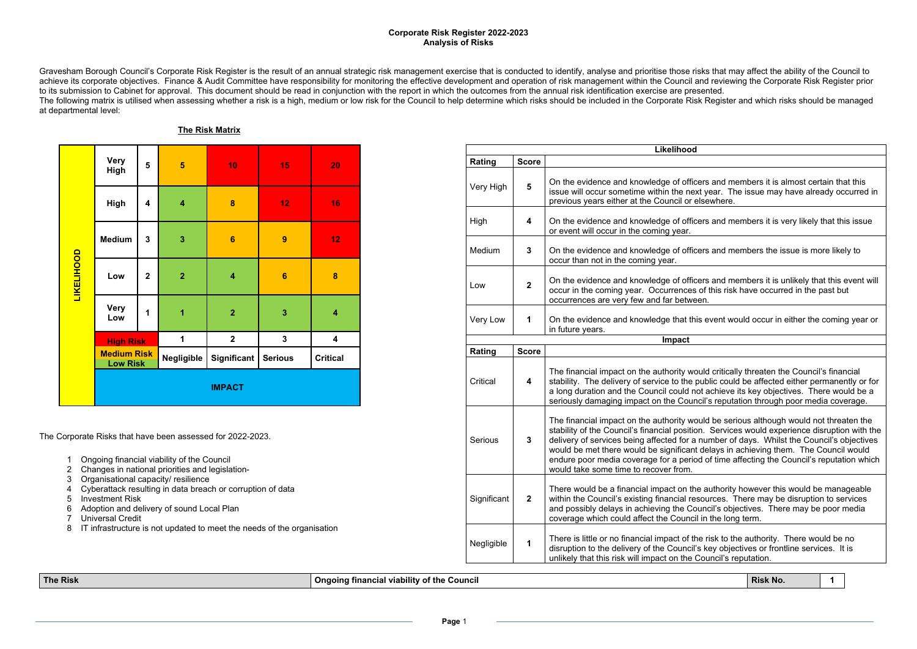# Corporate Risk Register 2022-2023
## Analysis of Risks

Gravesham Borough Council's Corporate Risk Register is the result of an annual strategic risk management exercise that is conducted to identify, analyse and prioritise those risks that may affect the ability of the Council to achieve its corporate objectives. Finance & Audit Committee have responsibility for monitoring the effective development and operation of risk management within the Council and reviewing the Corporate Risk Register prior to its submission to Cabinet for approval. This document should be read in conjunction with the report in which the outcomes from the annual risk identification exercise are presented.
The following matrix is utilised when assessing whether a risk is a high, medium or low risk for the Council to help determine which risks should be included in the Corporate Risk Register and which risks should be managed at departmental level:

**The Risk Matrix**

| LIKELIHOOD | | | | | | |
|---|---|---|---|---|---|---|
| | Very High | 5 | 5 | 10 | 15 | 20 |
| | High | 4 | 4 | 8 | 12 | 16 |
| | Medium | 3 | 3 | 6 | 9 | 12 |
| | Low | 2 | 2 | 4 | 6 | 8 |
| | Very Low | 1 | 1 | 2 | 3 | 4 |
| | High Risk | | 1 | 2 | 3 | 4 |
| | Medium Risk / Low Risk | | Negligible | Significant | Serious | Critical |
| | IMPACT | | | | | |

| Likelihood | | |
|---|---|---|
| **Rating** | **Score** | |
| Very High | **5** | On the evidence and knowledge of officers and members it is almost certain that this issue will occur sometime within the next year. The issue may have already occurred in previous years either at the Council or elsewhere. |
| High | **4** | On the evidence and knowledge of officers and members it is very likely that this issue or event will occur in the coming year. |
| Medium | **3** | On the evidence and knowledge of officers and members the issue is more likely to occur than not in the coming year. |
| Low | **2** | On the evidence and knowledge of officers and members it is unlikely that this event will occur in the coming year. Occurrences of this risk have occurred in the past but occurrences are very few and far between. |
| Very Low | **1** | On the evidence and knowledge that this event would occur in either the coming year or in future years. |
| **Impact** | | |
| **Rating** | **Score** | |
| Critical | **4** | The financial impact on the authority would critically threaten the Council's financial stability. The delivery of service to the public could be affected either permanently or for a long duration and the Council could not achieve its key objectives. There would be a seriously damaging impact on the Council's reputation through poor media coverage. |
| Serious | **3** | The financial impact on the authority would be serious although would not threaten the stability of the Council's financial position. Services would experience disruption with the delivery of services being affected for a number of days. Whilst the Council's objectives would be met there would be significant delays in achieving them. The Council would endure poor media coverage for a period of time affecting the Council's reputation which would take some time to recover from. |
| Significant | **2** | There would be a financial impact on the authority however this would be manageable within the Council's existing financial resources. There may be disruption to services and possibly delays in achieving the Council's objectives. There may be poor media coverage which could affect the Council in the long term. |
| Negligible | **1** | There is little or no financial impact of the risk to the authority. There would be no disruption to the delivery of the Council's key objectives or frontline services. It is unlikely that this risk will impact on the Council's reputation. |

The Corporate Risks that have been assessed for 2022-2023.

1. Ongoing financial viability of the Council
2. Changes in national priorities and legislation-
3. Organisational capacity/ resilience
4. Cyberattack resulting in data breach or corruption of data
5. Investment Risk
6. Adoption and delivery of sound Local Plan
7. Universal Credit
8. IT infrastructure is not updated to meet the needs of the organisation

| The Risk | Ongoing financial viability of the Council | Risk No. | 1 |
|---|---|---|---|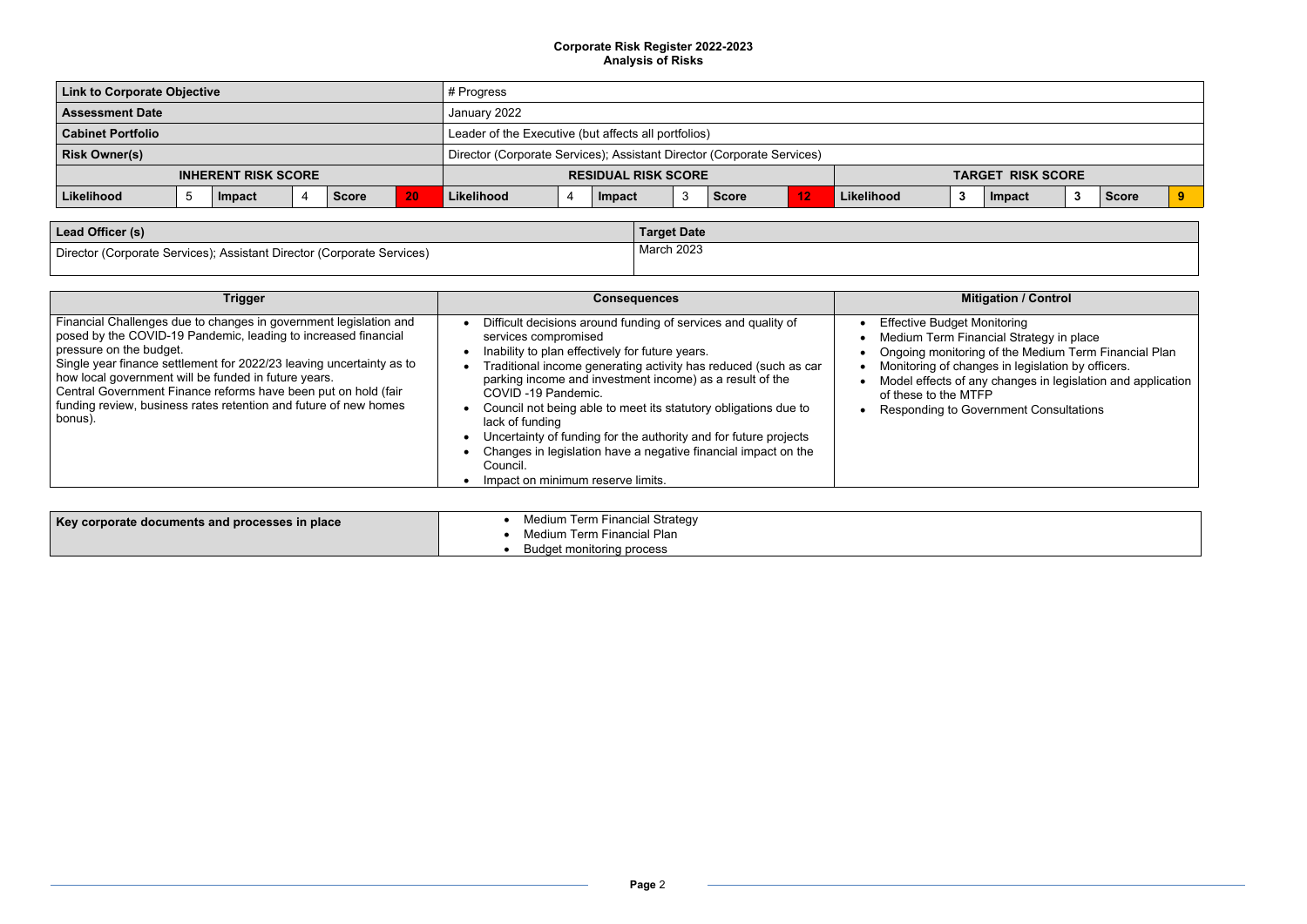**Corporate Risk Register 2022-2023**
**Analysis of Risks**

| **Link to Corporate Objective** | # Progress |
|---|---|
| **Assessment Date** | January 2022 |
| **Cabinet Portfolio** | Leader of the Executive (but affects all portfolios) |
| **Risk Owner(s)** | Director (Corporate Services); Assistant Director (Corporate Services) |

| **INHERENT RISK SCORE** | | | | | | **RESIDUAL RISK SCORE** | | | | | | **TARGET RISK SCORE** | | | | | |
|---|---|---|---|---|---|---|---|---|---|---|---|---|---|---|---|---|---|
| **Likelihood** | 5 | **Impact** | 4 | **Score** | 20 | **Likelihood** | 4 | **Impact** | 3 | **Score** | 12 | **Likelihood** | 3 | **Impact** | 3 | **Score** | 9 |

| **Lead Officer (s)** | **Target Date** |
|---|---|
| Director (Corporate Services); Assistant Director (Corporate Services) | March 2023 |

| Trigger | Consequences | Mitigation / Control |
|---|---|---|
| Financial Challenges due to changes in government legislation and posed by the COVID-19 Pandemic, leading to increased financial pressure on the budget.<br>Single year finance settlement for 2022/23 leaving uncertainty as to how local government will be funded in future years.<br>Central Government Finance reforms have been put on hold (fair funding review, business rates retention and future of new homes bonus). | • Difficult decisions around funding of services and quality of services compromised<br>• Inability to plan effectively for future years.<br>• Traditional income generating activity has reduced (such as car parking income and investment income) as a result of the COVID -19 Pandemic.<br>• Council not being able to meet its statutory obligations due to lack of funding<br>• Uncertainty of funding for the authority and for future projects<br>• Changes in legislation have a negative financial impact on the Council.<br>• Impact on minimum reserve limits. | • Effective Budget Monitoring<br>• Medium Term Financial Strategy in place<br>• Ongoing monitoring of the Medium Term Financial Plan<br>• Monitoring of changes in legislation by officers.<br>• Model effects of any changes in legislation and application of these to the MTFP<br>• Responding to Government Consultations |

| **Key corporate documents and processes in place** | • Medium Term Financial Strategy<br>• Medium Term Financial Plan<br>• Budget monitoring process |
|---|---|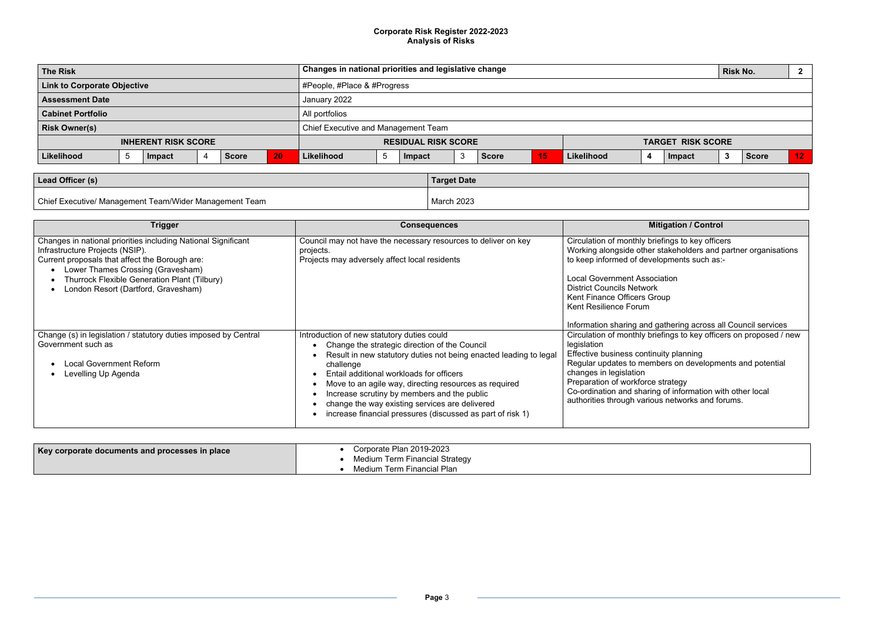**Corporate Risk Register 2022-2023**
**Analysis of Risks**

| The Risk | | | | | | Changes in national priorities and legislative change | | | | | | | | | | Risk No. | 2 |
|---|---|---|---|---|---|---|---|---|---|---|---|---|---|---|---|---|---|
| Link to Corporate Objective | | | | | | #People, #Place & #Progress | | | | | | | | | | | |
| Assessment Date | | | | | | January 2022 | | | | | | | | | | | |
| Cabinet Portfolio | | | | | | All portfolios | | | | | | | | | | | |
| Risk Owner(s) | | | | | | Chief Executive and Management Team | | | | | | | | | | | |
| INHERENT RISK SCORE | | | | | | RESIDUAL RISK SCORE | | | | | | TARGET RISK SCORE | | | | | |
| Likelihood | 5 | Impact | 4 | Score | 20 | Likelihood | 5 | Impact | 3 | Score | 15 | Likelihood | 4 | Impact | 3 | Score | 12 |

| Lead Officer (s) | Target Date |
|---|---|
| Chief Executive/ Management Team/Wider Management Team | March 2023 |

| Trigger | Consequences | Mitigation / Control |
|---|---|---|
| Changes in national priorities including National Significant Infrastructure Projects (NSIP).<br>Current proposals that affect the Borough are:<br>• Lower Thames Crossing (Gravesham)<br>• Thurrock Flexible Generation Plant (Tilbury)<br>• London Resort (Dartford, Gravesham) | Council may not have the necessary resources to deliver on key projects.<br>Projects may adversely affect local residents | Circulation of monthly briefings to key officers<br>Working alongside other stakeholders and partner organisations to keep informed of developments such as:-<br><br>Local Government Association<br>District Councils Network<br>Kent Finance Officers Group<br>Kent Resilience Forum<br><br>Information sharing and gathering across all Council services |
| Change (s) in legislation / statutory duties imposed by Central Government such as<br><br>• Local Government Reform<br>• Levelling Up Agenda | Introduction of new statutory duties could<br>• Change the strategic direction of the Council<br>• Result in new statutory duties not being enacted leading to legal challenge<br>• Entail additional workloads for officers<br>• Move to an agile way, directing resources as required<br>• Increase scrutiny by members and the public<br>• change the way existing services are delivered<br>• increase financial pressures (discussed as part of risk 1) | Circulation of monthly briefings to key officers on proposed / new legislation<br>Effective business continuity planning<br>Regular updates to members on developments and potential changes in legislation<br>Preparation of workforce strategy<br>Co-ordination and sharing of information with other local authorities through various networks and forums. |

| Key corporate documents and processes in place | • Corporate Plan 2019-2023<br>• Medium Term Financial Strategy<br>• Medium Term Financial Plan |
|---|---|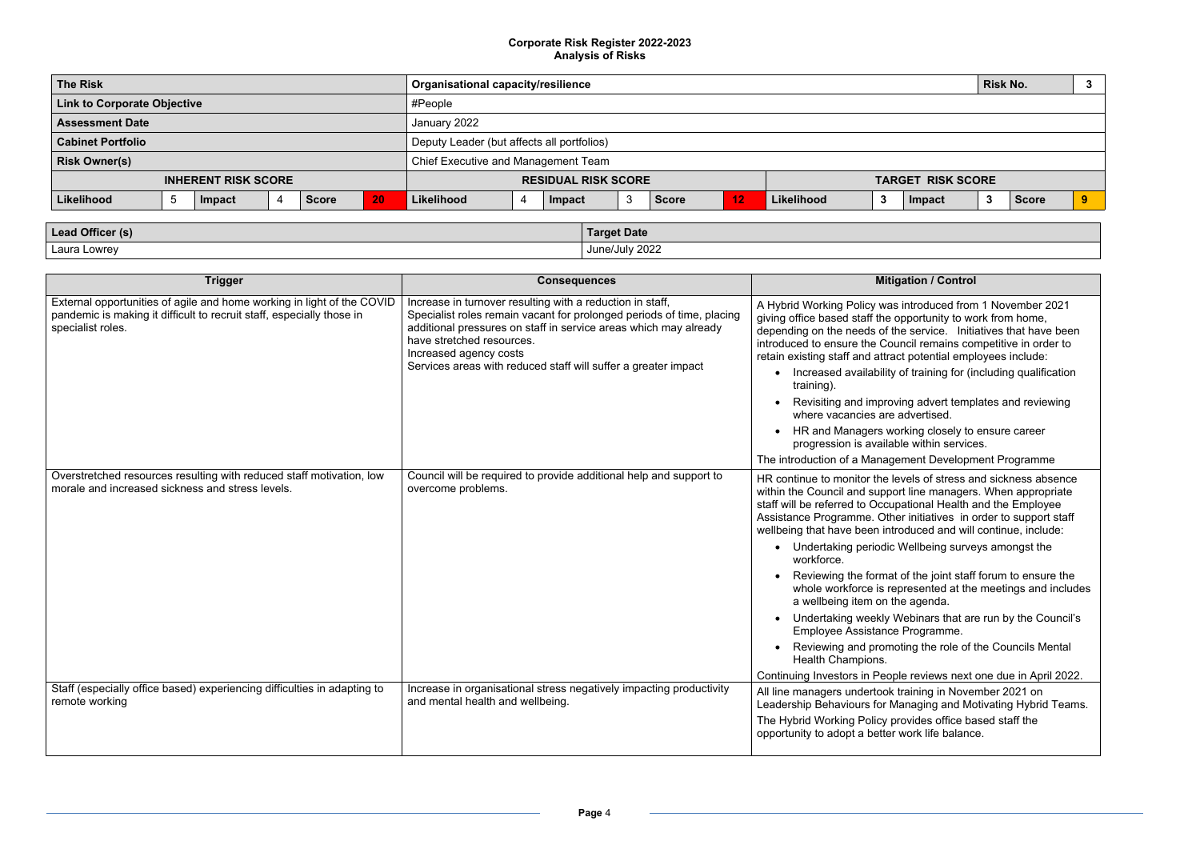**Corporate Risk Register 2022-2023**
**Analysis of Risks**

| The Risk | Organisational capacity/resilience | | | | | | | | | | | Risk No. | 3 |
|---|---|---|---|---|---|---|---|---|---|---|---|---|---|
| **Link to Corporate Objective** | #People | | | | | | | | | | | | |
| **Assessment Date** | January 2022 | | | | | | | | | | | | |
| **Cabinet Portfolio** | Deputy Leader (but affects all portfolios) | | | | | | | | | | | | |
| **Risk Owner(s)** | Chief Executive and Management Team | | | | | | | | | | | | |

| INHERENT RISK SCORE | | | | | | RESIDUAL RISK SCORE | | | | | | TARGET RISK SCORE | | | | | |
|---|---|---|---|---|---|---|---|---|---|---|---|---|---|---|---|---|---|
| **Likelihood** | 5 | **Impact** | 4 | **Score** | 20 | **Likelihood** | 4 | **Impact** | 3 | **Score** | 12 | **Likelihood** | 3 | **Impact** | 3 | **Score** | 9 |

| Lead Officer (s) | Target Date |
|---|---|
| Laura Lowrey | June/July 2022 |

| Trigger | Consequences | Mitigation / Control |
|---|---|---|
| External opportunities of agile and home working in light of the COVID pandemic is making it difficult to recruit staff, especially those in specialist roles. | Increase in turnover resulting with a reduction in staff,<br>Specialist roles remain vacant for prolonged periods of time, placing additional pressures on staff in service areas which may already have stretched resources.<br>Increased agency costs<br>Services areas with reduced staff will suffer a greater impact | A Hybrid Working Policy was introduced from 1 November 2021 giving office based staff the opportunity to work from home, depending on the needs of the service. Initiatives that have been introduced to ensure the Council remains competitive in order to retain existing staff and attract potential employees include:<br>• Increased availability of training for (including qualification training).<br>• Revisiting and improving advert templates and reviewing where vacancies are advertised.<br>• HR and Managers working closely to ensure career progression is available within services.<br>The introduction of a Management Development Programme |
| Overstretched resources resulting with reduced staff motivation, low morale and increased sickness and stress levels. | Council will be required to provide additional help and support to overcome problems. | HR continue to monitor the levels of stress and sickness absence within the Council and support line managers. When appropriate staff will be referred to Occupational Health and the Employee Assistance Programme. Other initiatives in order to support staff wellbeing that have been introduced and will continue, include:<br>• Undertaking periodic Wellbeing surveys amongst the workforce.<br>• Reviewing the format of the joint staff forum to ensure the whole workforce is represented at the meetings and includes a wellbeing item on the agenda.<br>• Undertaking weekly Webinars that are run by the Council's Employee Assistance Programme.<br>• Reviewing and promoting the role of the Councils Mental Health Champions.<br>Continuing Investors in People reviews next one due in April 2022. |
| Staff (especially office based) experiencing difficulties in adapting to remote working | Increase in organisational stress negatively impacting productivity and mental health and wellbeing. | All line managers undertook training in November 2021 on Leadership Behaviours for Managing and Motivating Hybrid Teams.<br>The Hybrid Working Policy provides office based staff the opportunity to adopt a better work life balance. |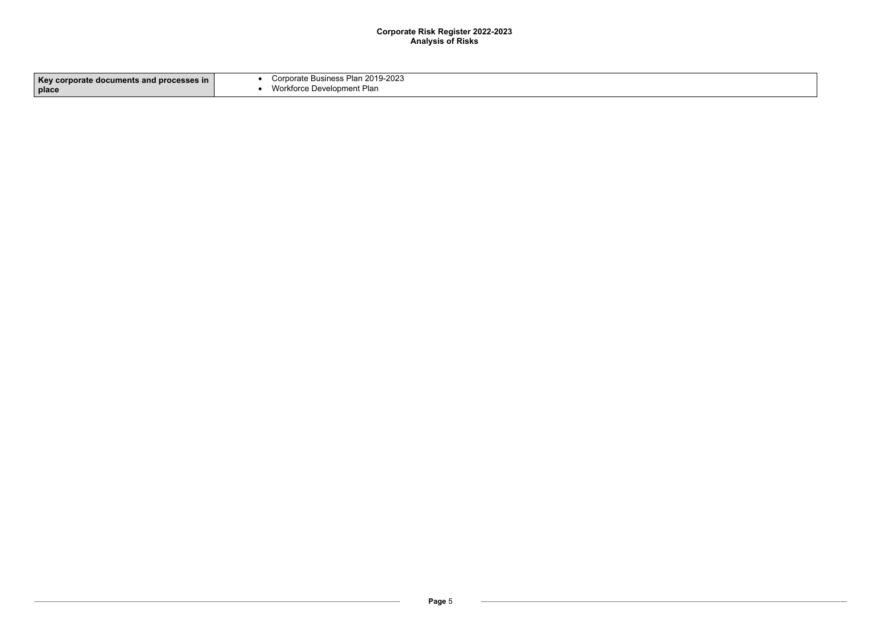**Corporate Risk Register 2022-2023**
**Analysis of Risks**

| **Key corporate documents and processes in place** | <ul><li>Corporate Business Plan 2019-2023</li><li>Workforce Development Plan</li></ul> |
|---|---|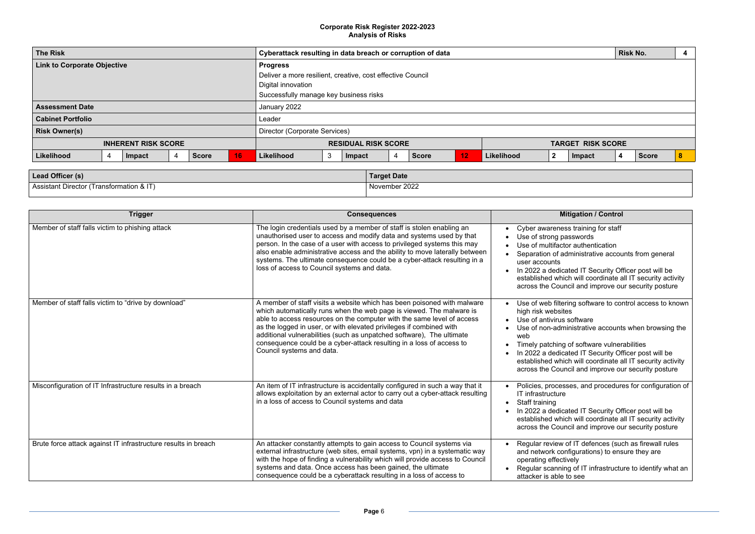**Corporate Risk Register 2022-2023**
**Analysis of Risks**

| The Risk | | | | | | Cyberattack resulting in data breach or corruption of data | | | | | | | | | | Risk No. | 4 |
|---|---|---|---|---|---|---|---|---|---|---|---|---|---|---|---|---|---|
| **Link to Corporate Objective** | | | | | | **Progress**<br>Deliver a more resilient, creative, cost effective Council<br>Digital innovation<br>Successfully manage key business risks | | | | | | | | | | | |
| **Assessment Date** | | | | | | January 2022 | | | | | | | | | | | |
| **Cabinet Portfolio** | | | | | | Leader | | | | | | | | | | | |
| **Risk Owner(s)** | | | | | | Director (Corporate Services) | | | | | | | | | | | |
| **INHERENT RISK SCORE** | | | | | | **RESIDUAL RISK SCORE** | | | | | | **TARGET RISK SCORE** | | | | | |
| **Likelihood** | 4 | **Impact** | 4 | **Score** | 16 | **Likelihood** | 3 | **Impact** | 4 | **Score** | 12 | **Likelihood** | 2 | **Impact** | 4 | **Score** | 8 |

| Lead Officer (s) | Target Date |
|---|---|
| Assistant Director (Transformation & IT) | November 2022 |

| Trigger | Consequences | Mitigation / Control |
|---|---|---|
| Member of staff falls victim to phishing attack | The login credentials used by a member of staff is stolen enabling an unauthorised user to access and modify data and systems used by that person. In the case of a user with access to privileged systems this may also enable administrative access and the ability to move laterally between systems. The ultimate consequence could be a cyber-attack resulting in a loss of access to Council systems and data. | • Cyber awareness training for staff<br>• Use of strong passwords<br>• Use of multifactor authentication<br>• Separation of administrative accounts from general user accounts<br>• In 2022 a dedicated IT Security Officer post will be established which will coordinate all IT security activity across the Council and improve our security posture |
| Member of staff falls victim to "drive by download" | A member of staff visits a website which has been poisoned with malware which automatically runs when the web page is viewed. The malware is able to access resources on the computer with the same level of access as the logged in user, or with elevated privileges if combined with additional vulnerabilities (such as unpatched software), The ultimate consequence could be a cyber-attack resulting in a loss of access to Council systems and data. | • Use of web filtering software to control access to known high risk websites<br>• Use of antivirus software<br>• Use of non-administrative accounts when browsing the web<br>• Timely patching of software vulnerabilities<br>• In 2022 a dedicated IT Security Officer post will be established which will coordinate all IT security activity across the Council and improve our security posture |
| Misconfiguration of IT Infrastructure results in a breach | An item of IT infrastructure is accidentally configured in such a way that it allows exploitation by an external actor to carry out a cyber-attack resulting in a loss of access to Council systems and data | • Policies, processes, and procedures for configuration of IT infrastructure<br>• Staff training<br>• In 2022 a dedicated IT Security Officer post will be established which will coordinate all IT security activity across the Council and improve our security posture |
| Brute force attack against IT infrastructure results in breach | An attacker constantly attempts to gain access to Council systems via external infrastructure (web sites, email systems, vpn) in a systematic way with the hope of finding a vulnerability which will provide access to Council systems and data. Once access has been gained, the ultimate consequence could be a cyberattack resulting in a loss of access to | • Regular review of IT defences (such as firewall rules and network configurations) to ensure they are operating effectively<br>• Regular scanning of IT infrastructure to identify what an attacker is able to see |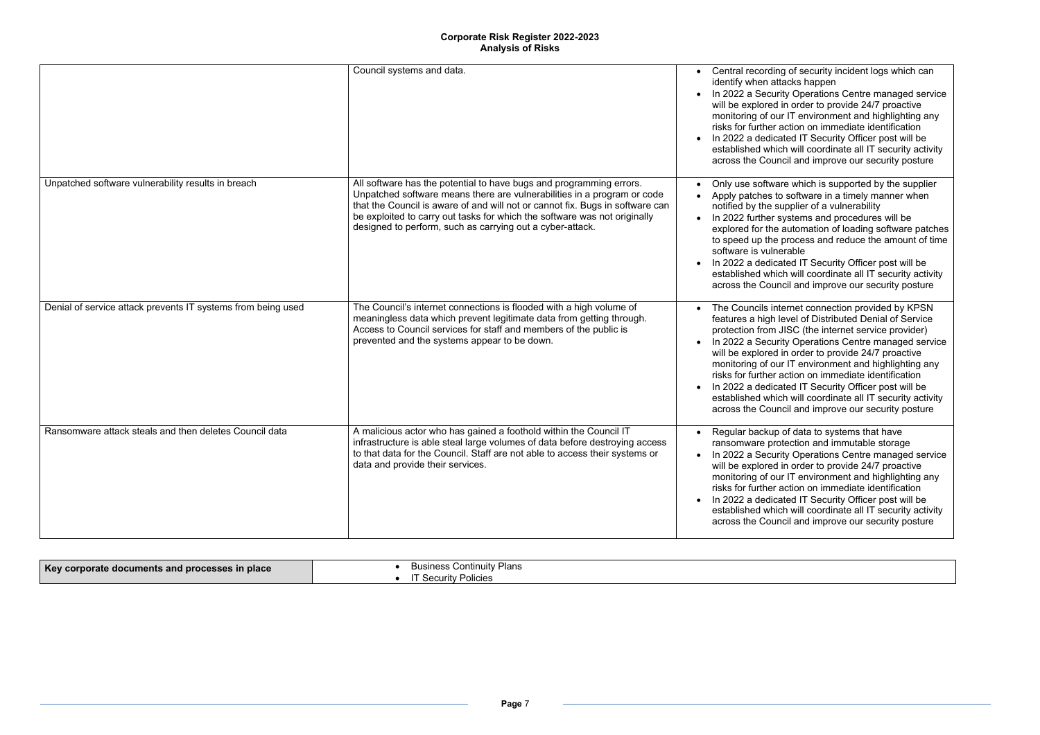**Corporate Risk Register 2022-2023**
**Analysis of Risks**

| | | |
|---|---|---|
| | Council systems and data. | • Central recording of security incident logs which can identify when attacks happen<br>• In 2022 a Security Operations Centre managed service will be explored in order to provide 24/7 proactive monitoring of our IT environment and highlighting any risks for further action on immediate identification<br>• In 2022 a dedicated IT Security Officer post will be established which will coordinate all IT security activity across the Council and improve our security posture |
| Unpatched software vulnerability results in breach | All software has the potential to have bugs and programming errors. Unpatched software means there are vulnerabilities in a program or code that the Council is aware of and will not or cannot fix. Bugs in software can be exploited to carry out tasks for which the software was not originally designed to perform, such as carrying out a cyber-attack. | • Only use software which is supported by the supplier<br>• Apply patches to software in a timely manner when notified by the supplier of a vulnerability<br>• In 2022 further systems and procedures will be explored for the automation of loading software patches to speed up the process and reduce the amount of time software is vulnerable<br>• In 2022 a dedicated IT Security Officer post will be established which will coordinate all IT security activity across the Council and improve our security posture |
| Denial of service attack prevents IT systems from being used | The Council's internet connections is flooded with a high volume of meaningless data which prevent legitimate data from getting through. Access to Council services for staff and members of the public is prevented and the systems appear to be down. | • The Councils internet connection provided by KPSN features a high level of Distributed Denial of Service protection from JISC (the internet service provider)<br>• In 2022 a Security Operations Centre managed service will be explored in order to provide 24/7 proactive monitoring of our IT environment and highlighting any risks for further action on immediate identification<br>• In 2022 a dedicated IT Security Officer post will be established which will coordinate all IT security activity across the Council and improve our security posture |
| Ransomware attack steals and then deletes Council data | A malicious actor who has gained a foothold within the Council IT infrastructure is able steal large volumes of data before destroying access to that data for the Council. Staff are not able to access their systems or data and provide their services. | • Regular backup of data to systems that have ransomware protection and immutable storage<br>• In 2022 a Security Operations Centre managed service will be explored in order to provide 24/7 proactive monitoring of our IT environment and highlighting any risks for further action on immediate identification<br>• In 2022 a dedicated IT Security Officer post will be established which will coordinate all IT security activity across the Council and improve our security posture |

| **Key corporate documents and processes in place** | • Business Continuity Plans<br>• IT Security Policies |
|---|---|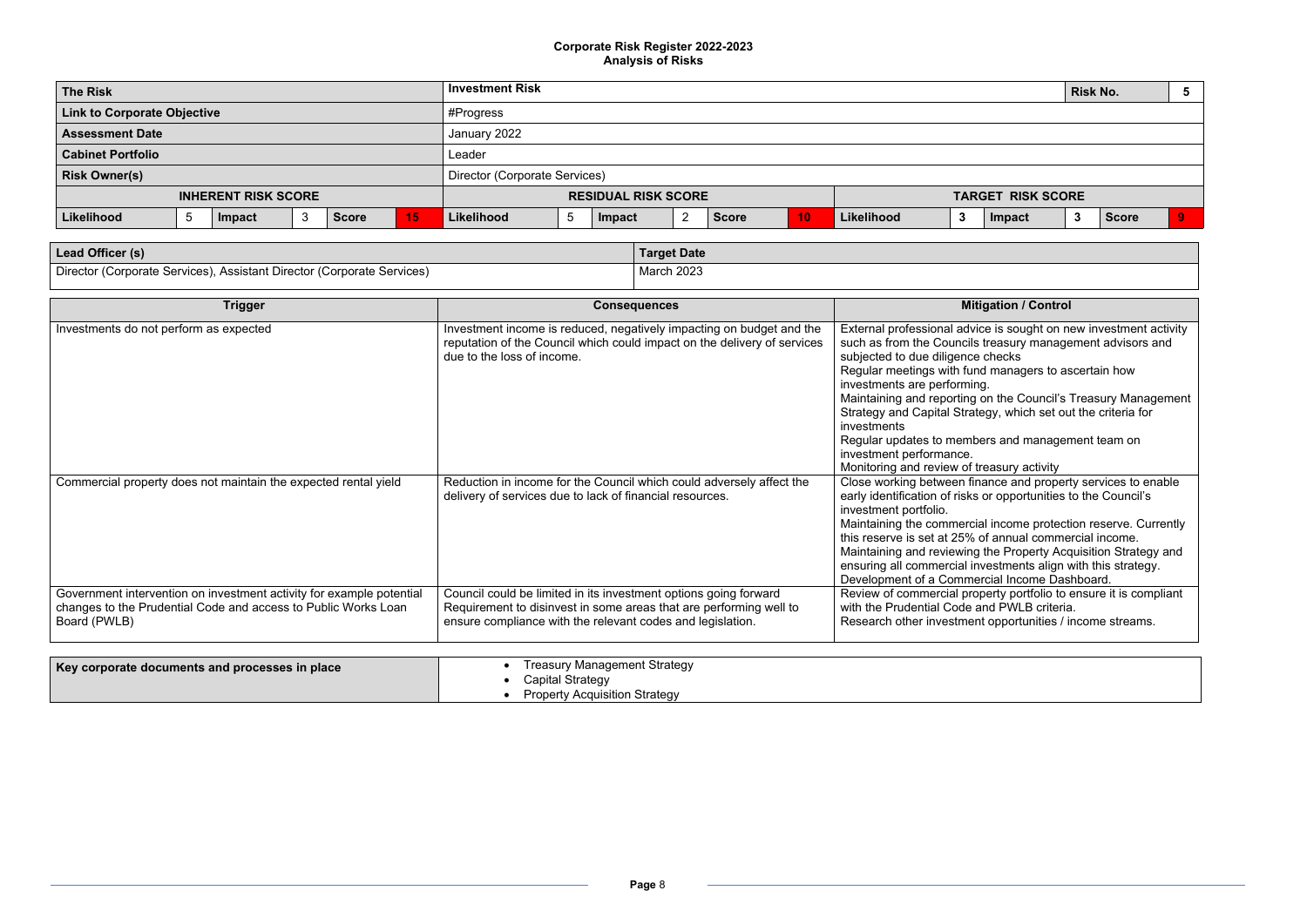**Corporate Risk Register 2022-2023**
**Analysis of Risks**

| **The Risk** | | | | | | **Investment Risk** | | | | | | | | | | **Risk No.** | | 5 |
|---|---|---|---|---|---|---|---|---|---|---|---|---|---|---|---|---|---|---|
| **Link to Corporate Objective** | | | | | | #Progress | | | | | | | | | | | | |
| **Assessment Date** | | | | | | January 2022 | | | | | | | | | | | | |
| **Cabinet Portfolio** | | | | | | Leader | | | | | | | | | | | | |
| **Risk Owner(s)** | | | | | | Director (Corporate Services) | | | | | | | | | | | | |
| **INHERENT RISK SCORE** | | | | | | **RESIDUAL RISK SCORE** | | | | | | **TARGET RISK SCORE** | | | | | | |
| **Likelihood** | 5 | **Impact** | 3 | **Score** | 15 | **Likelihood** | 5 | **Impact** | 2 | **Score** | 10 | **Likelihood** | 3 | **Impact** | 3 | **Score** | 9 | |

| **Lead Officer (s)** | **Target Date** |
|---|---|
| Director (Corporate Services), Assistant Director (Corporate Services) | March 2023 |

| **Trigger** | **Consequences** | **Mitigation / Control** |
|---|---|---|
| Investments do not perform as expected | Investment income is reduced, negatively impacting on budget and the reputation of the Council which could impact on the delivery of services due to the loss of income. | External professional advice is sought on new investment activity such as from the Councils treasury management advisors and subjected to due diligence checks<br>Regular meetings with fund managers to ascertain how investments are performing.<br>Maintaining and reporting on the Council's Treasury Management Strategy and Capital Strategy, which set out the criteria for investments<br>Regular updates to members and management team on investment performance.<br>Monitoring and review of treasury activity |
| Commercial property does not maintain the expected rental yield | Reduction in income for the Council which could adversely affect the delivery of services due to lack of financial resources. | Close working between finance and property services to enable early identification of risks or opportunities to the Council's investment portfolio.<br>Maintaining the commercial income protection reserve. Currently this reserve is set at 25% of annual commercial income.<br>Maintaining and reviewing the Property Acquisition Strategy and ensuring all commercial investments align with this strategy.<br>Development of a Commercial Income Dashboard. |
| Government intervention on investment activity for example potential changes to the Prudential Code and access to Public Works Loan Board (PWLB) | Council could be limited in its investment options going forward<br>Requirement to disinvest in some areas that are performing well to ensure compliance with the relevant codes and legislation. | Review of commercial property portfolio to ensure it is compliant with the Prudential Code and PWLB criteria.<br>Research other investment opportunities / income streams. |

| **Key corporate documents and processes in place** | • Treasury Management Strategy<br>• Capital Strategy<br>• Property Acquisition Strategy |
|---|---|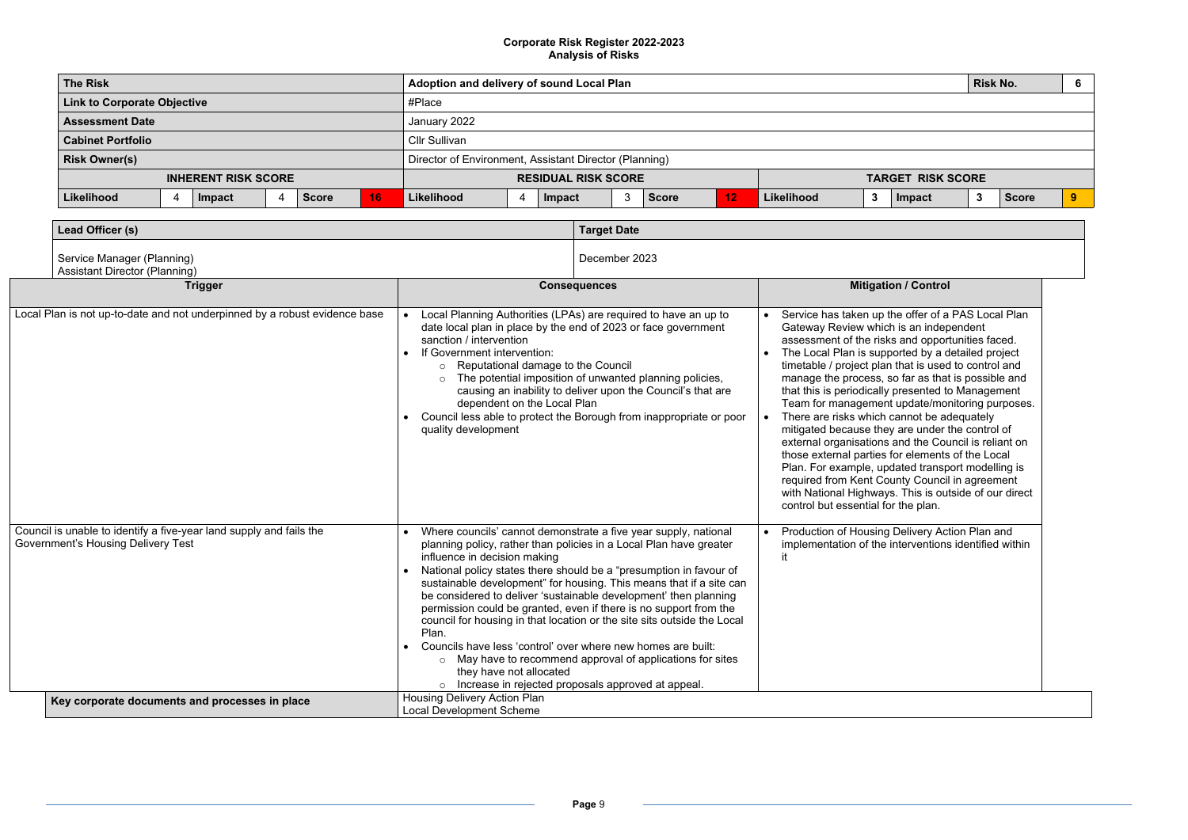**Corporate Risk Register 2022-2023**
**Analysis of Risks**

| **The Risk** | | | | | | **Adoption and delivery of sound Local Plan** | | | | | | | | | | **Risk No.** | | 6 |
|---|---|---|---|---|---|---|---|---|---|---|---|---|---|---|---|---|---|---|
| **Link to Corporate Objective** | | | | | | #Place | | | | | | | | | | | | |
| **Assessment Date** | | | | | | January 2022 | | | | | | | | | | | | |
| **Cabinet Portfolio** | | | | | | Cllr Sullivan | | | | | | | | | | | | |
| **Risk Owner(s)** | | | | | | Director of Environment, Assistant Director (Planning) | | | | | | | | | | | | |
| **INHERENT RISK SCORE** | | | | | | **RESIDUAL RISK SCORE** | | | | | | **TARGET RISK SCORE** | | | | | | |
| **Likelihood** | 4 | **Impact** | 4 | **Score** | **16** | **Likelihood** | 4 | **Impact** | 3 | **Score** | **12** | **Likelihood** | 3 | **Impact** | 3 | **Score** | **9** | |

| **Lead Officer (s)** | **Target Date** |
|---|---|
| Service Manager (Planning)<br>Assistant Director (Planning) | December 2023 |

| Trigger | Consequences | Mitigation / Control |
|---|---|---|
| Local Plan is not up-to-date and not underpinned by a robust evidence base | • Local Planning Authorities (LPAs) are required to have an up to date local plan in place by the end of 2023 or face government sanction / intervention<br>• If Government intervention:<br>&nbsp;&nbsp;○ Reputational damage to the Council<br>&nbsp;&nbsp;○ The potential imposition of unwanted planning policies, causing an inability to deliver upon the Council's that are dependent on the Local Plan<br>• Council less able to protect the Borough from inappropriate or poor quality development | • Service has taken up the offer of a PAS Local Plan Gateway Review which is an independent assessment of the risks and opportunities faced.<br>• The Local Plan is supported by a detailed project timetable / project plan that is used to control and manage the process, so far as that is possible and that this is periodically presented to Management Team for management update/monitoring purposes.<br>• There are risks which cannot be adequately mitigated because they are under the control of external organisations and the Council is reliant on those external parties for elements of the Local Plan. For example, updated transport modelling is required from Kent County Council in agreement with National Highways. This is outside of our direct control but essential for the plan. |
| Council is unable to identify a five-year land supply and fails the Government's Housing Delivery Test | • Where councils' cannot demonstrate a five year supply, national planning policy, rather than policies in a Local Plan have greater influence in decision making<br>• National policy states there should be a "presumption in favour of sustainable development" for housing. This means that if a site can be considered to deliver 'sustainable development' then planning permission could be granted, even if there is no support from the council for housing in that location or the site sits outside the Local Plan.<br>• Councils have less 'control' over where new homes are built:<br>&nbsp;&nbsp;○ May have to recommend approval of applications for sites they have not allocated<br>&nbsp;&nbsp;○ Increase in rejected proposals approved at appeal. | • Production of Housing Delivery Action Plan and implementation of the interventions identified within it |

| **Key corporate documents and processes in place** | Housing Delivery Action Plan<br>Local Development Scheme |
|---|---|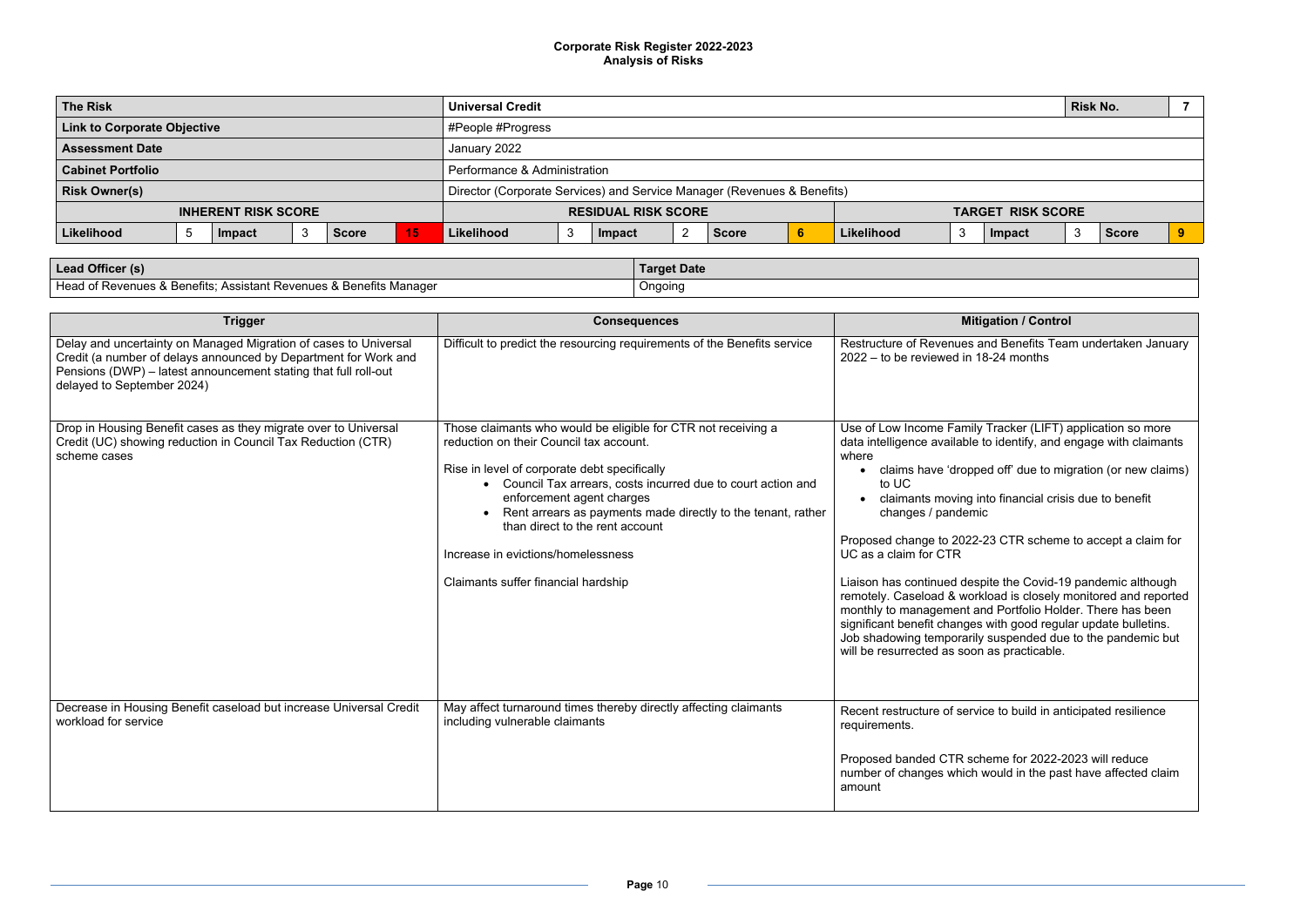**Corporate Risk Register 2022-2023**
**Analysis of Risks**

| The Risk | | | | | | Universal Credit | | | | | | | | | | Risk No. | 7 |
|---|---|---|---|---|---|---|---|---|---|---|---|---|---|---|---|---|---|
| **Link to Corporate Objective** | | | | | | #People #Progress | | | | | | | | | | | |
| **Assessment Date** | | | | | | January 2022 | | | | | | | | | | | |
| **Cabinet Portfolio** | | | | | | Performance & Administration | | | | | | | | | | | |
| **Risk Owner(s)** | | | | | | Director (Corporate Services) and Service Manager (Revenues & Benefits) | | | | | | | | | | | |
| **INHERENT RISK SCORE** | | | | | | **RESIDUAL RISK SCORE** | | | | | | **TARGET RISK SCORE** | | | | | |
| **Likelihood** | 5 | **Impact** | 3 | **Score** | 15 | **Likelihood** | 3 | **Impact** | 2 | **Score** | 6 | **Likelihood** | 3 | **Impact** | 3 | **Score** | 9 |

| Lead Officer (s) | Target Date |
|---|---|
| Head of Revenues & Benefits; Assistant Revenues & Benefits Manager | Ongoing |

| Trigger | Consequences | Mitigation / Control |
|---|---|---|
| Delay and uncertainty on Managed Migration of cases to Universal Credit (a number of delays announced by Department for Work and Pensions (DWP) – latest announcement stating that full roll-out delayed to September 2024) | Difficult to predict the resourcing requirements of the Benefits service | Restructure of Revenues and Benefits Team undertaken January 2022 – to be reviewed in 18-24 months |
| Drop in Housing Benefit cases as they migrate over to Universal Credit (UC) showing reduction in Council Tax Reduction (CTR) scheme cases | Those claimants who would be eligible for CTR not receiving a reduction on their Council tax account.<br><br>Rise in level of corporate debt specifically<br>• Council Tax arrears, costs incurred due to court action and enforcement agent charges<br>• Rent arrears as payments made directly to the tenant, rather than direct to the rent account<br><br>Increase in evictions/homelessness<br><br>Claimants suffer financial hardship | Use of Low Income Family Tracker (LIFT) application so more data intelligence available to identify, and engage with claimants where<br>• claims have 'dropped off' due to migration (or new claims) to UC<br>• claimants moving into financial crisis due to benefit changes / pandemic<br><br>Proposed change to 2022-23 CTR scheme to accept a claim for UC as a claim for CTR<br><br>Liaison has continued despite the Covid-19 pandemic although remotely. Caseload & workload is closely monitored and reported monthly to management and Portfolio Holder. There has been significant benefit changes with good regular update bulletins. Job shadowing temporarily suspended due to the pandemic but will be resurrected as soon as practicable. |
| Decrease in Housing Benefit caseload but increase Universal Credit workload for service | May affect turnaround times thereby directly affecting claimants including vulnerable claimants | Recent restructure of service to build in anticipated resilience requirements.<br><br>Proposed banded CTR scheme for 2022-2023 will reduce number of changes which would in the past have affected claim amount |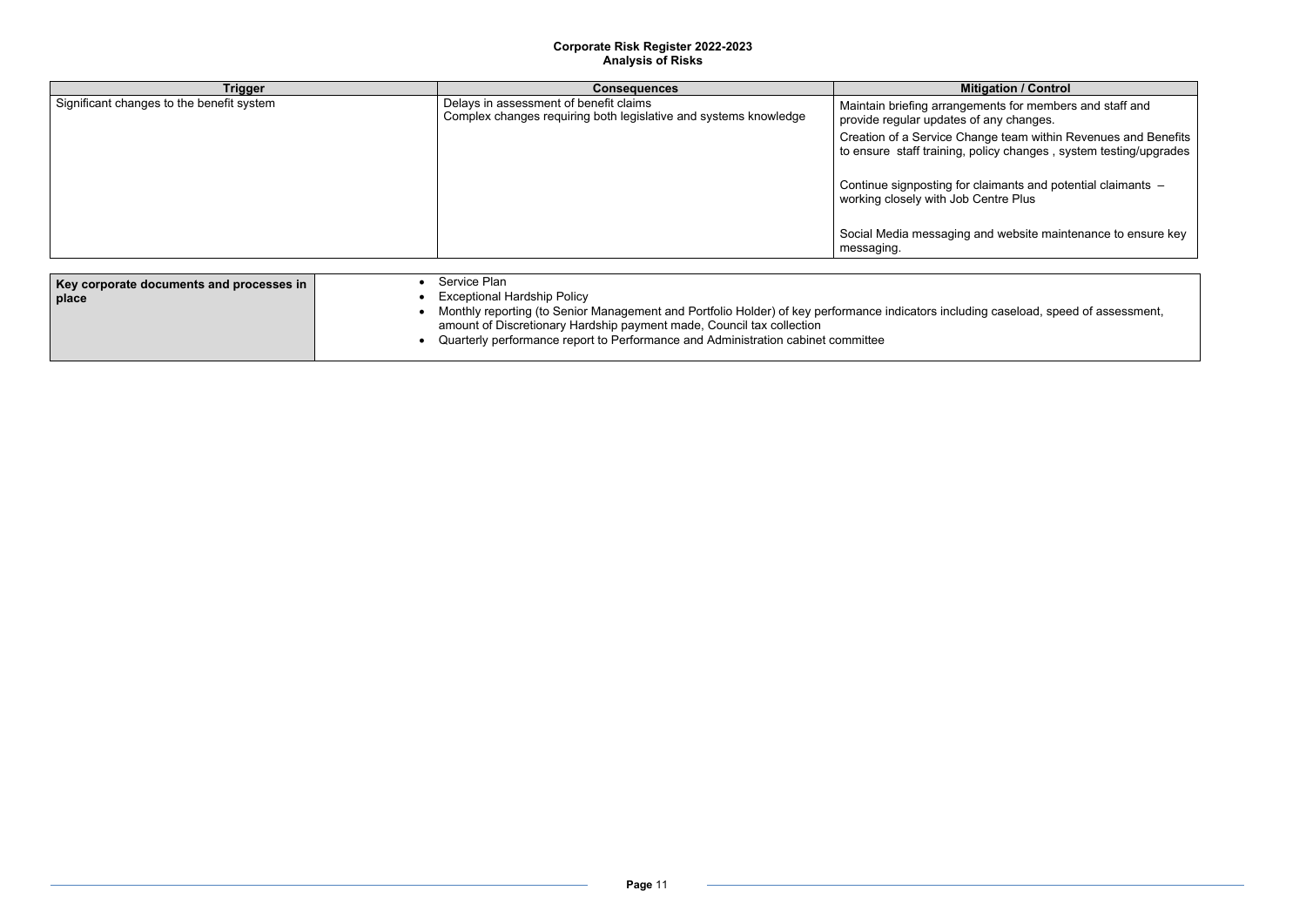**Corporate Risk Register 2022-2023**
**Analysis of Risks**

| Trigger | Consequences | Mitigation / Control |
|---|---|---|
| Significant changes to the benefit system | Delays in assessment of benefit claims<br>Complex changes requiring both legislative and systems knowledge | Maintain briefing arrangements for members and staff and provide regular updates of any changes.<br>Creation of a Service Change team within Revenues and Benefits to ensure staff training, policy changes , system testing/upgrades<br><br>Continue signposting for claimants and potential claimants – working closely with Job Centre Plus<br><br>Social Media messaging and website maintenance to ensure key messaging. |

| **Key corporate documents and processes in place** | • Service Plan<br>• Exceptional Hardship Policy<br>• Monthly reporting (to Senior Management and Portfolio Holder) of key performance indicators including caseload, speed of assessment, amount of Discretionary Hardship payment made, Council tax collection<br>• Quarterly performance report to Performance and Administration cabinet committee |
|---|---|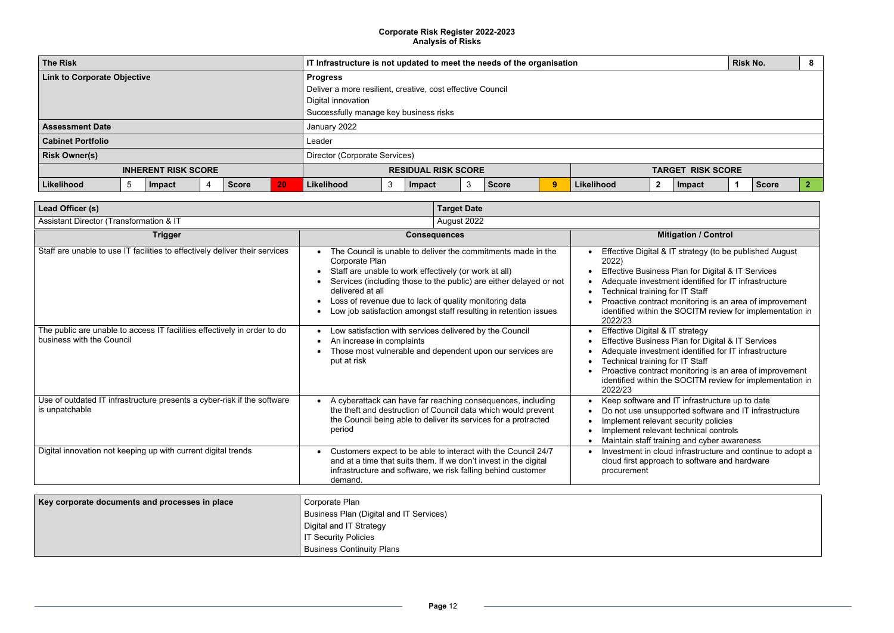**Corporate Risk Register 2022-2023**
**Analysis of Risks**

| | | | | | | | | | | | | | | | | | |
|---|---|---|---|---|---|---|---|---|---|---|---|---|---|---|---|---|---|
| **The Risk** | | | | | | IT Infrastructure is not updated to meet the needs of the organisation | | | | | | | | | **Risk No.** | | 8 |
| **Link to Corporate Objective** | | | | | | **Progress**<br>Deliver a more resilient, creative, cost effective Council<br>Digital innovation<br>Successfully manage key business risks | | | | | | | | | | | |
| **Assessment Date** | | | | | | January 2022 | | | | | | | | | | | |
| **Cabinet Portfolio** | | | | | | Leader | | | | | | | | | | | |
| **Risk Owner(s)** | | | | | | Director (Corporate Services) | | | | | | | | | | | |
| **INHERENT RISK SCORE** | | | | | | **RESIDUAL RISK SCORE** | | | | | | **TARGET RISK SCORE** | | | | | |
| **Likelihood** | 5 | **Impact** | 4 | **Score** | 20 | **Likelihood** | 3 | **Impact** | 3 | **Score** | 9 | **Likelihood** | 2 | **Impact** | 1 | **Score** | 2 |

| **Lead Officer (s)** | **Target Date** | |
|---|---|---|
| Assistant Director (Transformation & IT | August 2022 | |
| **Trigger** | **Consequences** | **Mitigation / Control** |
| Staff are unable to use IT facilities to effectively deliver their services | • The Council is unable to deliver the commitments made in the Corporate Plan<br>• Staff are unable to work effectively (or work at all)<br>• Services (including those to the public) are either delayed or not delivered at all<br>• Loss of revenue due to lack of quality monitoring data<br>• Low job satisfaction amongst staff resulting in retention issues | • Effective Digital & IT strategy (to be published August 2022)<br>• Effective Business Plan for Digital & IT Services<br>• Adequate investment identified for IT infrastructure<br>• Technical training for IT Staff<br>• Proactive contract monitoring is an area of improvement identified within the SOCITM review for implementation in 2022/23 |
| The public are unable to access IT facilities effectively in order to do business with the Council | • Low satisfaction with services delivered by the Council<br>• An increase in complaints<br>• Those most vulnerable and dependent upon our services are put at risk | • Effective Digital & IT strategy<br>• Effective Business Plan for Digital & IT Services<br>• Adequate investment identified for IT infrastructure<br>• Technical training for IT Staff<br>• Proactive contract monitoring is an area of improvement identified within the SOCITM review for implementation in 2022/23 |
| Use of outdated IT infrastructure presents a cyber-risk if the software is unpatchable | • A cyberattack can have far reaching consequences, including the theft and destruction of Council data which would prevent the Council being able to deliver its services for a protracted period | • Keep software and IT infrastructure up to date<br>• Do not use unsupported software and IT infrastructure<br>• Implement relevant security policies<br>• Implement relevant technical controls<br>• Maintain staff training and cyber awareness |
| Digital innovation not keeping up with current digital trends | • Customers expect to be able to interact with the Council 24/7 and at a time that suits them. If we don't invest in the digital infrastructure and software, we risk falling behind customer demand. | • Investment in cloud infrastructure and continue to adopt a cloud first approach to software and hardware procurement |

| | |
|---|---|
| **Key corporate documents and processes in place** | Corporate Plan<br>Business Plan (Digital and IT Services)<br>Digital and IT Strategy<br>IT Security Policies<br>Business Continuity Plans |